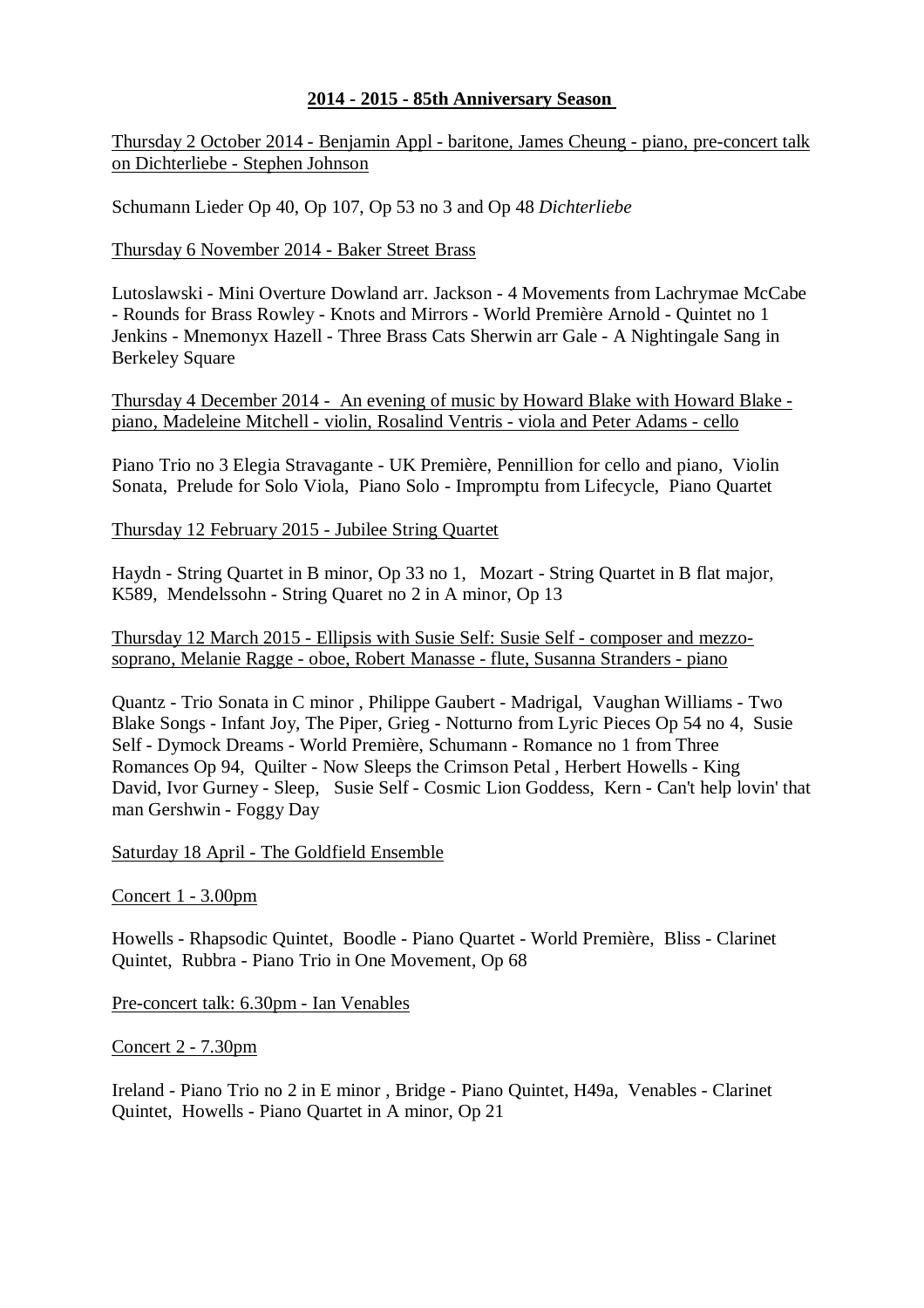**2014 - 2015 - 85th Anniversary Season**

Thursday 2 October 2014 - Benjamin Appl - baritone, James Cheung - piano, pre-concert talk on Dichterliebe - Stephen Johnson

Schumann Lieder Op 40, Op 107, Op 53 no 3 and Op 48 *Dichterliebe*

Thursday 6 November 2014 - Baker Street Brass

Lutoslawski - Mini Overture Dowland arr. Jackson - 4 Movements from Lachrymae McCabe - Rounds for Brass Rowley - Knots and Mirrors - World Première Arnold - Quintet no 1 Jenkins - Mnemonyx Hazell - Three Brass Cats Sherwin arr Gale - A Nightingale Sang in Berkeley Square

Thursday 4 December 2014 - An evening of music by Howard Blake with Howard Blake - piano, Madeleine Mitchell - violin, Rosalind Ventris - viola and Peter Adams - cello

Piano Trio no 3 Elegia Stravagante - UK Première, Pennillion for cello and piano, Violin Sonata, Prelude for Solo Viola, Piano Solo - Impromptu from Lifecycle, Piano Quartet

Thursday 12 February 2015 - Jubilee String Quartet

Haydn - String Quartet in B minor, Op 33 no 1, Mozart - String Quartet in B flat major, K589, Mendelssohn - String Quaret no 2 in A minor, Op 13

Thursday 12 March 2015 - Ellipsis with Susie Self: Susie Self - composer and mezzo-soprano, Melanie Ragge - oboe, Robert Manasse - flute, Susanna Stranders - piano

Quantz - Trio Sonata in C minor , Philippe Gaubert - Madrigal, Vaughan Williams - Two Blake Songs - Infant Joy, The Piper, Grieg - Notturno from Lyric Pieces Op 54 no 4, Susie Self - Dymock Dreams - World Première, Schumann - Romance no 1 from Three Romances Op 94, Quilter - Now Sleeps the Crimson Petal , Herbert Howells - King David, Ivor Gurney - Sleep, Susie Self - Cosmic Lion Goddess, Kern - Can't help lovin' that man Gershwin - Foggy Day

Saturday 18 April - The Goldfield Ensemble

Concert 1 - 3.00pm

Howells - Rhapsodic Quintet, Boodle - Piano Quartet - World Première, Bliss - Clarinet Quintet, Rubbra - Piano Trio in One Movement, Op 68

Pre-concert talk: 6.30pm - Ian Venables

Concert 2 - 7.30pm

Ireland - Piano Trio no 2 in E minor , Bridge - Piano Quintet, H49a, Venables - Clarinet Quintet, Howells - Piano Quartet in A minor, Op 21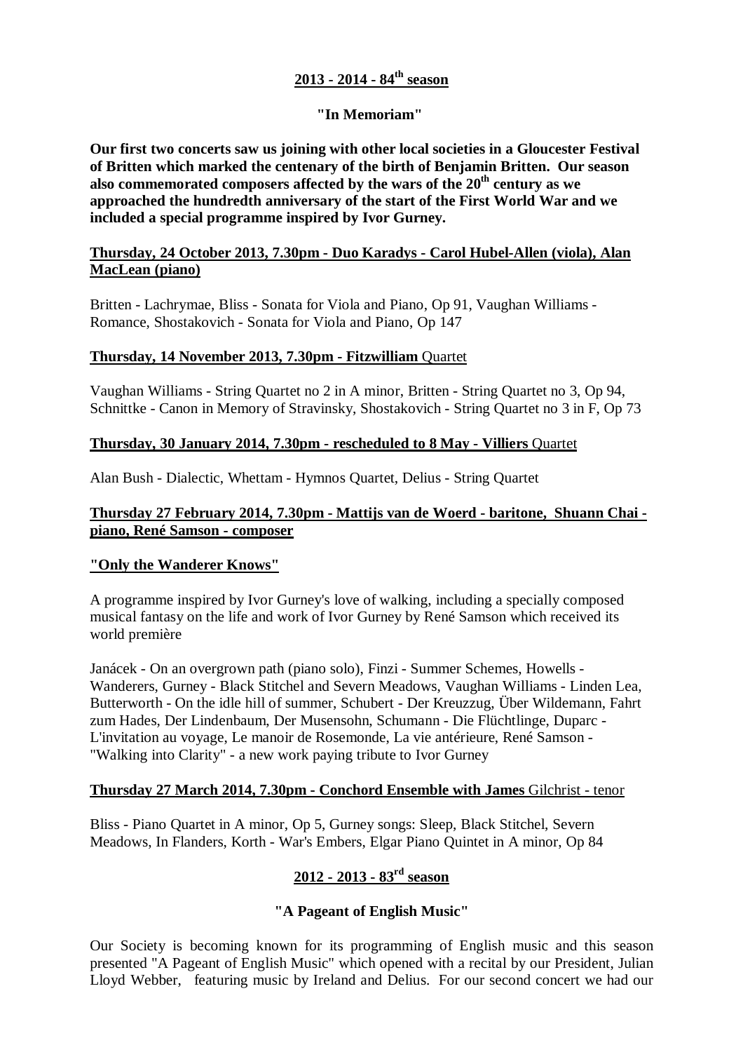## 2013 - 2014 - 84th season

### "In Memoriam"

**Our first two concerts saw us joining with other local societies in a Gloucester Festival of Britten which marked the centenary of the birth of Benjamin Britten. Our season also commemorated composers affected by the wars of the 20th century as we approached the hundredth anniversary of the start of the First World War and we included a special programme inspired by Ivor Gurney.**

**Thursday, 24 October 2013, 7.30pm - Duo Karadys - Carol Hubel-Allen (viola), Alan MacLean (piano)**

Britten - Lachrymae, Bliss - Sonata for Viola and Piano, Op 91, Vaughan Williams - Romance, Shostakovich - Sonata for Viola and Piano, Op 147

**Thursday, 14 November 2013, 7.30pm - Fitzwilliam** Quartet

Vaughan Williams - String Quartet no 2 in A minor, Britten - String Quartet no 3, Op 94, Schnittke - Canon in Memory of Stravinsky, Shostakovich - String Quartet no 3 in F, Op 73

**Thursday, 30 January 2014, 7.30pm - rescheduled to 8 May - Villiers** Quartet

Alan Bush - Dialectic, Whettam - Hymnos Quartet, Delius - String Quartet

**Thursday 27 February 2014, 7.30pm - Mattijs van de Woerd - baritone, Shuann Chai - piano, René Samson - composer**

**"Only the Wanderer Knows"**

A programme inspired by Ivor Gurney's love of walking, including a specially composed musical fantasy on the life and work of Ivor Gurney by René Samson which received its world première

Janácek - On an overgrown path (piano solo), Finzi - Summer Schemes, Howells - Wanderers, Gurney - Black Stitchel and Severn Meadows, Vaughan Williams - Linden Lea, Butterworth - On the idle hill of summer, Schubert - Der Kreuzzug, Über Wildemann, Fahrt zum Hades, Der Lindenbaum, Der Musensohn, Schumann - Die Flüchtlinge, Duparc - L'invitation au voyage, Le manoir de Rosemonde, La vie antérieure, René Samson - "Walking into Clarity" - a new work paying tribute to Ivor Gurney

**Thursday 27 March 2014, 7.30pm - Conchord Ensemble with James** Gilchrist - tenor

Bliss - Piano Quartet in A minor, Op 5, Gurney songs: Sleep, Black Stitchel, Severn Meadows, In Flanders, Korth - War's Embers, Elgar Piano Quintet in A minor, Op 84

## 2012 - 2013 - 83rd season

### "A Pageant of English Music"

Our Society is becoming known for its programming of English music and this season presented "A Pageant of English Music" which opened with a recital by our President, Julian Lloyd Webber, featuring music by Ireland and Delius. For our second concert we had our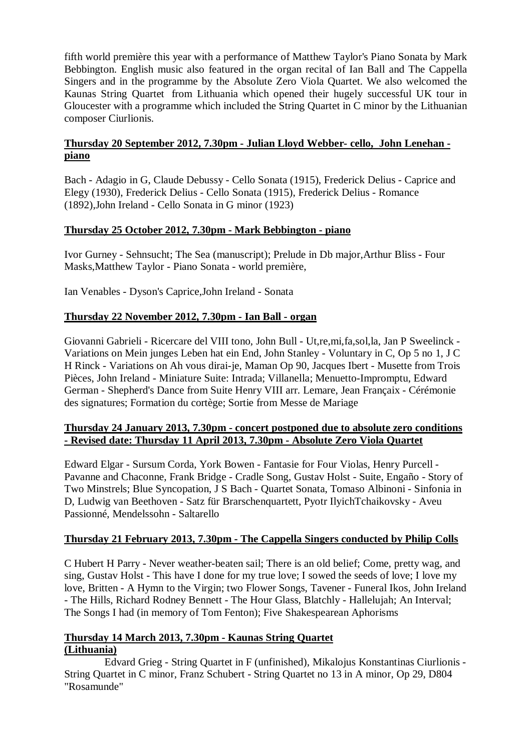fifth world première this year with a performance of Matthew Taylor's Piano Sonata by Mark Bebbington. English music also featured in the organ recital of Ian Ball and The Cappella Singers and in the programme by the Absolute Zero Viola Quartet. We also welcomed the Kaunas String Quartet from Lithuania which opened their hugely successful UK tour in Gloucester with a programme which included the String Quartet in C minor by the Lithuanian composer Ciurlionis.

**Thursday 20 September 2012, 7.30pm - Julian Lloyd Webber- cello, John Lenehan - piano**

Bach - Adagio in G, Claude Debussy - Cello Sonata (1915), Frederick Delius - Caprice and Elegy (1930), Frederick Delius - Cello Sonata (1915), Frederick Delius - Romance (1892),John Ireland - Cello Sonata in G minor (1923)

**Thursday 25 October 2012, 7.30pm - Mark Bebbington - piano**

Ivor Gurney - Sehnsucht; The Sea (manuscript); Prelude in Db major,Arthur Bliss - Four Masks,Matthew Taylor - Piano Sonata - world première,

Ian Venables - Dyson's Caprice,John Ireland - Sonata

**Thursday 22 November 2012, 7.30pm - Ian Ball - organ**

Giovanni Gabrieli - Ricercare del VIII tono, John Bull - Ut,re,mi,fa,sol,la, Jan P Sweelinck - Variations on Mein junges Leben hat ein End, John Stanley - Voluntary in C, Op 5 no 1, J C H Rinck - Variations on Ah vous dirai-je, Maman Op 90, Jacques Ibert - Musette from Trois Pièces, John Ireland - Miniature Suite: Intrada; Villanella; Menuetto-Impromptu, Edward German - Shepherd's Dance from Suite Henry VIII arr. Lemare, Jean Françaix - Cérémonie des signatures; Formation du cortège; Sortie from Messe de Mariage

**Thursday 24 January 2013, 7.30pm - concert postponed due to absolute zero conditions - Revised date: Thursday 11 April 2013, 7.30pm - Absolute Zero Viola Quartet**

Edward Elgar - Sursum Corda, York Bowen - Fantasie for Four Violas, Henry Purcell - Pavanne and Chaconne, Frank Bridge - Cradle Song, Gustav Holst - Suite, Engaño - Story of Two Minstrels; Blue Syncopation, J S Bach - Quartet Sonata, Tomaso Albinoni - Sinfonia in D, Ludwig van Beethoven - Satz für Brarschenquartett, Pyotr IlyichTchaikovsky - Aveu Passionné, Mendelssohn - Saltarello

**Thursday 21 February 2013, 7.30pm - The Cappella Singers conducted by Philip Colls**

C Hubert H Parry - Never weather-beaten sail; There is an old belief; Come, pretty wag, and sing, Gustav Holst - This have I done for my true love; I sowed the seeds of love; I love my love, Britten - A Hymn to the Virgin; two Flower Songs, Tavener - Funeral Ikos, John Ireland - The Hills, Richard Rodney Bennett - The Hour Glass, Blatchly - Hallelujah; An Interval; The Songs I had (in memory of Tom Fenton); Five Shakespearean Aphorisms

**Thursday 14 March 2013, 7.30pm - Kaunas String Quartet (Lithuania)**

Edvard Grieg - String Quartet in F (unfinished), Mikalojus Konstantinas Ciurlionis - String Quartet in C minor, Franz Schubert - String Quartet no 13 in A minor, Op 29, D804 "Rosamunde"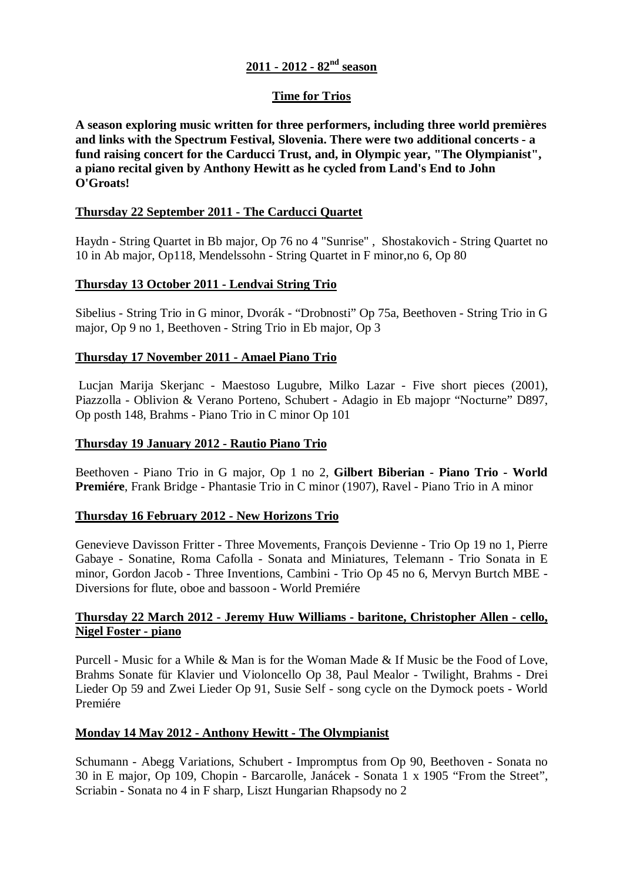## 2011 - 2012 - 82nd season

### Time for Trios

**A season exploring music written for three performers, including three world premières and links with the Spectrum Festival, Slovenia. There were two additional concerts - a fund raising concert for the Carducci Trust, and, in Olympic year, "The Olympianist", a piano recital given by Anthony Hewitt as he cycled from Land's End to John O'Groats!**

**Thursday 22 September 2011 - The Carducci Quartet**

Haydn - String Quartet in Bb major, Op 76 no 4 "Sunrise" , Shostakovich - String Quartet no 10 in Ab major, Op118, Mendelssohn - String Quartet in F minor,no 6, Op 80

**Thursday 13 October 2011 - Lendvai String Trio**

Sibelius - String Trio in G minor, Dvorák - "Drobnosti" Op 75a, Beethoven - String Trio in G major, Op 9 no 1, Beethoven - String Trio in Eb major, Op 3

**Thursday 17 November 2011 - Amael Piano Trio**

Lucjan Marija Skerjanc - Maestoso Lugubre, Milko Lazar - Five short pieces (2001), Piazzolla - Oblivion & Verano Porteno, Schubert - Adagio in Eb majopr "Nocturne" D897, Op posth 148, Brahms - Piano Trio in C minor Op 101

**Thursday 19 January 2012 - Rautio Piano Trio**

Beethoven - Piano Trio in G major, Op 1 no 2, **Gilbert Biberian - Piano Trio - World Premiére**, Frank Bridge - Phantasie Trio in C minor (1907), Ravel - Piano Trio in A minor

**Thursday 16 February 2012 - New Horizons Trio**

Genevieve Davisson Fritter - Three Movements, François Devienne - Trio Op 19 no 1, Pierre Gabaye - Sonatine, Roma Cafolla - Sonata and Miniatures, Telemann - Trio Sonata in E minor, Gordon Jacob - Three Inventions, Cambini - Trio Op 45 no 6, Mervyn Burtch MBE - Diversions for flute, oboe and bassoon - World Premiére

**Thursday 22 March 2012 - Jeremy Huw Williams - baritone, Christopher Allen - cello, Nigel Foster - piano**

Purcell - Music for a While & Man is for the Woman Made & If Music be the Food of Love, Brahms Sonate für Klavier und Violoncello Op 38, Paul Mealor - Twilight, Brahms - Drei Lieder Op 59 and Zwei Lieder Op 91, Susie Self - song cycle on the Dymock poets - World Premiére

**Monday 14 May 2012 - Anthony Hewitt - The Olympianist**

Schumann - Abegg Variations, Schubert - Impromptus from Op 90, Beethoven - Sonata no 30 in E major, Op 109, Chopin - Barcarolle, Janácek - Sonata 1 x 1905 "From the Street", Scriabin - Sonata no 4 in F sharp, Liszt Hungarian Rhapsody no 2